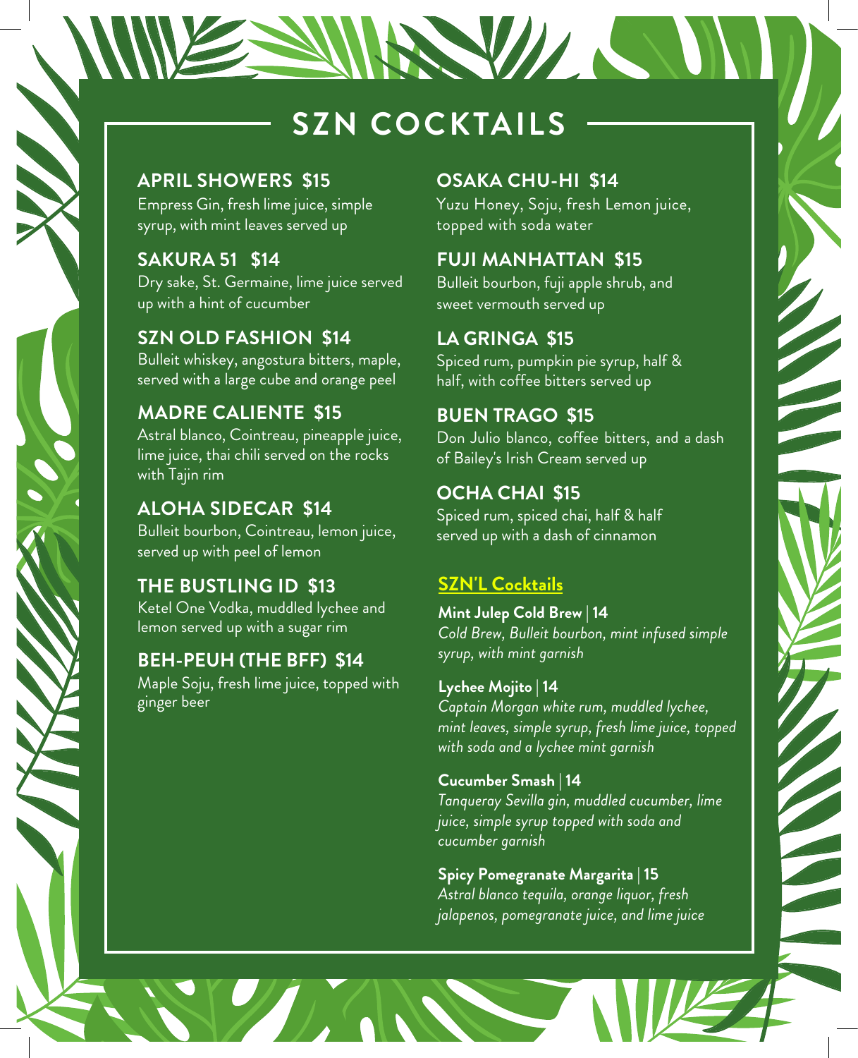# SZN COCKTAILS

## APRIL SHOWERS $15

Empress Gin, fresh lime juice, simple syrup, with mint leaves served up

## SAKURA 51 $14

Dry sake, St. Germaine, lime juice served up with a hint of cucumber

## SZN OLD FASHION $14

Bulleit whiskey, angostura bitters, maple, served with a large cube and orange peel

## MADRE CALIENTE $15

Astral blanco, Cointreau, pineapple juice, lime juice, thai chili served on the rocks with Tajin rim

## ALOHA SIDECAR $14

Bulleit bourbon, Cointreau, lemon juice, served up with peel of lemon

## THE BUSTLING ID $13

Ketel One Vodka, muddled lychee and lemon served up with a sugar rim

## BEH-PEUH (THE BFF) $14

Maple Soju, fresh lime juice, topped with ginger beer

## OSAKA CHU-HI $14

Yuzu Honey, Soju, fresh Lemon juice, topped with soda water

## FUJI MANHATTAN $15

Bulleit bourbon, fuji apple shrub, and sweet vermouth served up

## LA GRINGA $15

Spiced rum, pumpkin pie syrup, half & half, with coffee bitters served up

## BUEN TRAGO $15

Don Julio blanco, coffee bitters, and a dash of Bailey's Irish Cream served up

## OCHA CHAI $15

Spiced rum, spiced chai, half & half served up with a dash of cinnamon

## SZN'L Cocktails

**Mint Julep Cold Brew | 14**
*Cold Brew, Bulleit bourbon, mint infused simple syrup, with mint garnish*

**Lychee Mojito | 14**
*Captain Morgan white rum, muddled lychee, mint leaves, simple syrup, fresh lime juice, topped with soda and a lychee mint garnish*

**Cucumber Smash | 14**
*Tanqueray Sevilla gin, muddled cucumber, lime juice, simple syrup topped with soda and cucumber garnish*

**Spicy Pomegranate Margarita | 15**
*Astral blanco tequila, orange liquor, fresh jalapenos, pomegranate juice, and lime juice*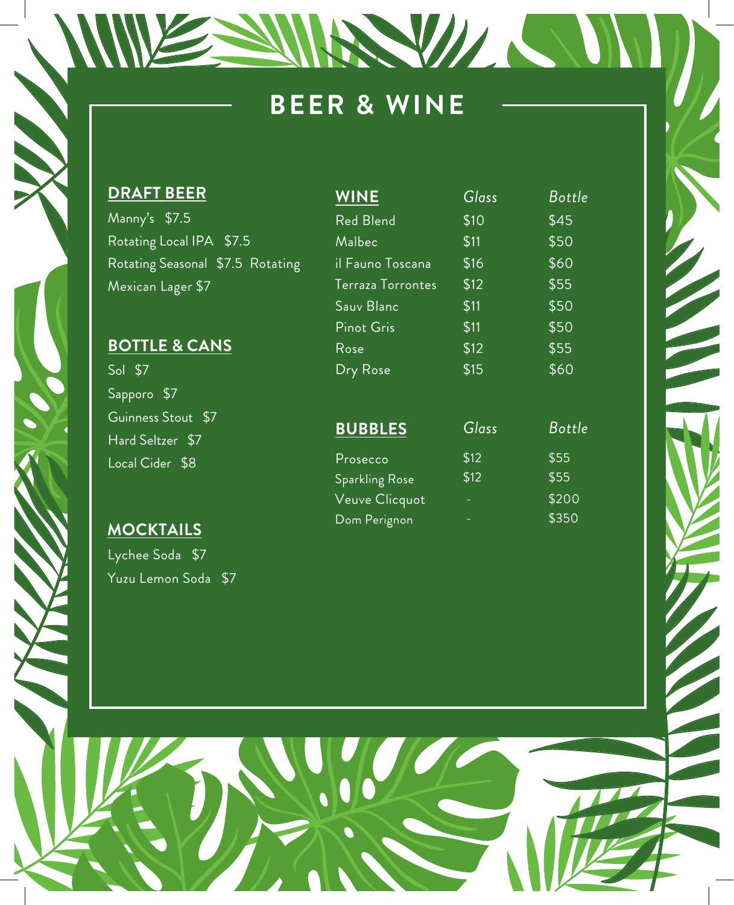# BEER & WINE

## DRAFT BEER

Manny's $7.5
Rotating Local IPA $7.5
Rotating Seasonal $7.5 Rotating
Mexican Lager $7

## BOTTLE & CANS

Sol $7
Sapporo $7
Guinness Stout $7
Hard Seltzer $7
Local Cider $8

## MOCKTAILS

Lychee Soda $7
Yuzu Lemon Soda $7

| **WINE** | *Glass* | *Bottle* |
|---|---|---|
| Red Blend | $10 | $45 |
| Malbec | $11 | $50 |
| il Fauno Toscana | $16 | $60 |
| Terraza Torrontes | $12 | $55 |
| Sauv Blanc | $11 | $50 |
| Pinot Gris | $11 | $50 |
| Rose | $12 | $55 |
| Dry Rose | $15 | $60 |

| **BUBBLES** | *Glass* | *Bottle* |
|---|---|---|
| Prosecco | $12 | $55 |
| Sparkling Rose | $12 | $55 |
| Veuve Clicquot | - | $200 |
| Dom Perignon | - | $350 |